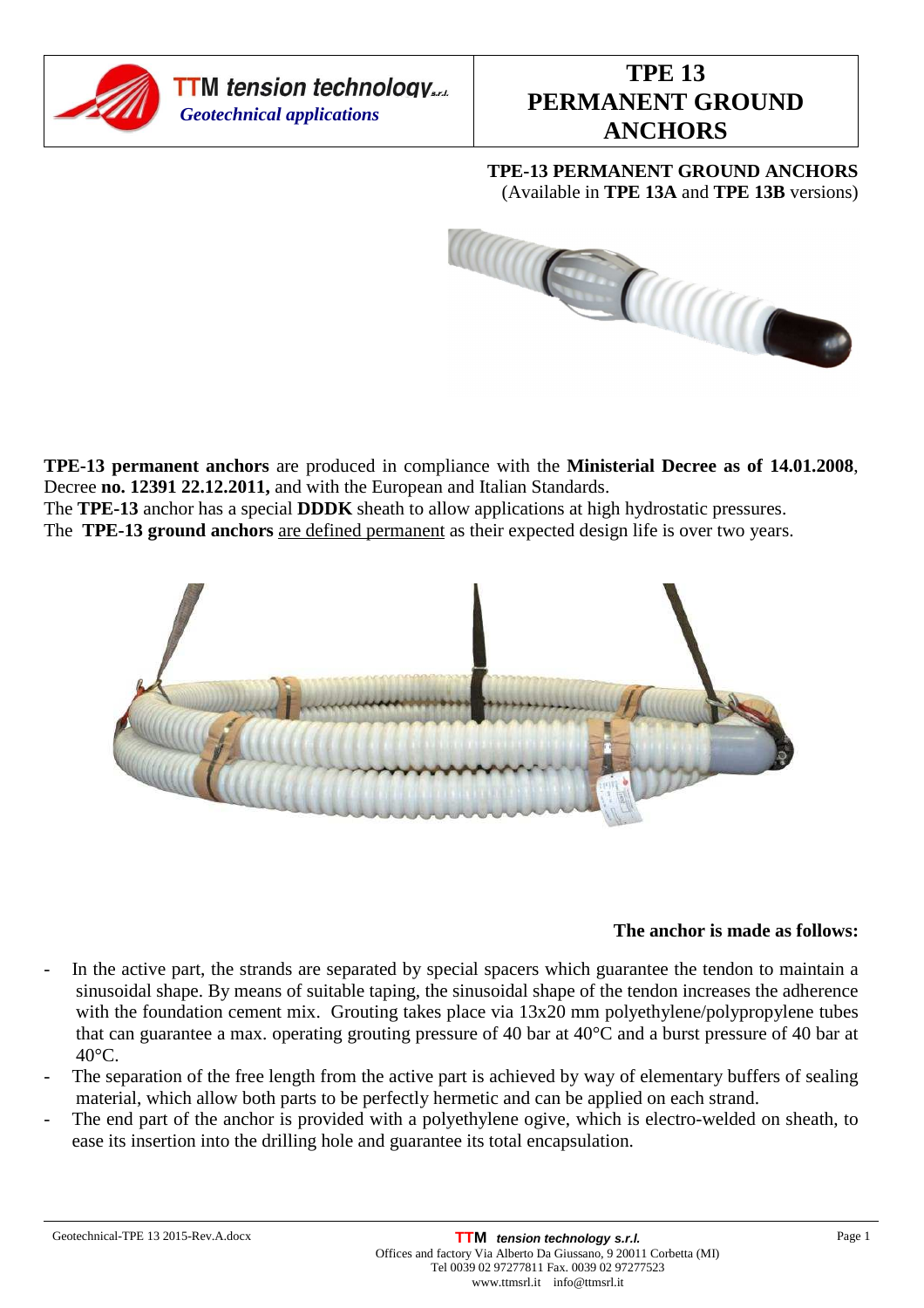# TPE 13 PERMANENT GROUND ANCHORS

**TTM tension technology s.r.l.**
*Geotechnical applications*

**TPE-13 PERMANENT GROUND ANCHORS**
(Available in **TPE 13A** and **TPE 13B** versions)

**TPE-13 permanent anchors** are produced in compliance with the **Ministerial Decree as of 14.01.2008**, Decree **no. 12391 22.12.2011,** and with the European and Italian Standards.
The **TPE-13** anchor has a special **DDDK** sheath to allow applications at high hydrostatic pressures.
The **TPE-13 ground anchors** are defined permanent as their expected design life is over two years.

**The anchor is made as follows:**

- In the active part, the strands are separated by special spacers which guarantee the tendon to maintain a sinusoidal shape. By means of suitable taping, the sinusoidal shape of the tendon increases the adherence with the foundation cement mix. Grouting takes place via 13x20 mm polyethylene/polypropylene tubes that can guarantee a max. operating grouting pressure of 40 bar at 40°C and a burst pressure of 40 bar at 40°C.
- The separation of the free length from the active part is achieved by way of elementary buffers of sealing material, which allow both parts to be perfectly hermetic and can be applied on each strand.
- The end part of the anchor is provided with a polyethylene ogive, which is electro-welded on sheath, to ease its insertion into the drilling hole and guarantee its total encapsulation.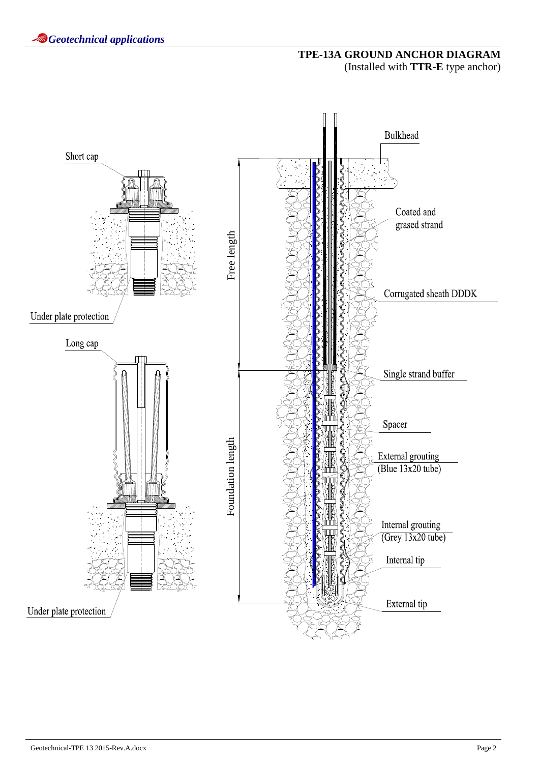# TPE-13A GROUND ANCHOR DIAGRAM

(Installed with **TTR-E** type anchor)

Short cap

Under plate protection

Long cap

Under plate protection

Free length

Foundation length

Bulkhead

Coated and grased strand

Corrugated sheath DDDK

Single strand buffer

Spacer

External grouting (Blue 13x20 tube)

Internal grouting (Grey 13x20 tube)

Internal tip

External tip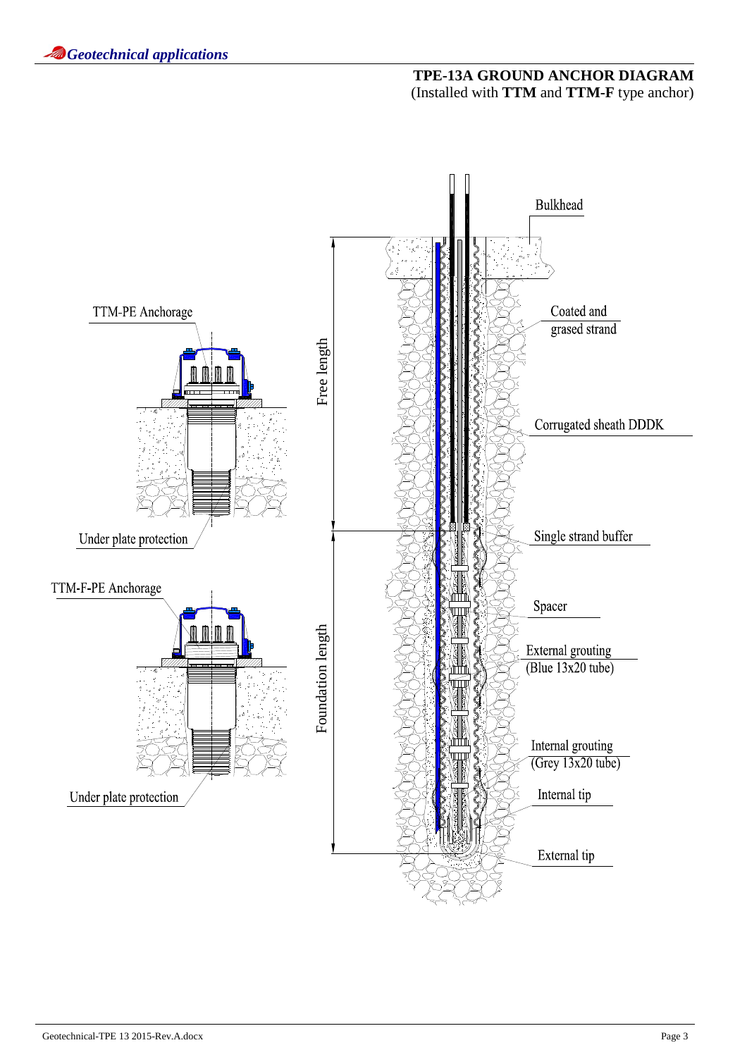## TPE-13A GROUND ANCHOR DIAGRAM

(Installed with **TTM** and **TTM-F** type anchor)

TTM-PE Anchorage

Under plate protection

TTM-F-PE Anchorage

Under plate protection

Free length

Foundation length

Bulkhead

Coated and grased strand

Corrugated sheath DDDK

Single strand buffer

Spacer

External grouting (Blue 13x20 tube)

Internal grouting (Grey 13x20 tube)

Internal tip

External tip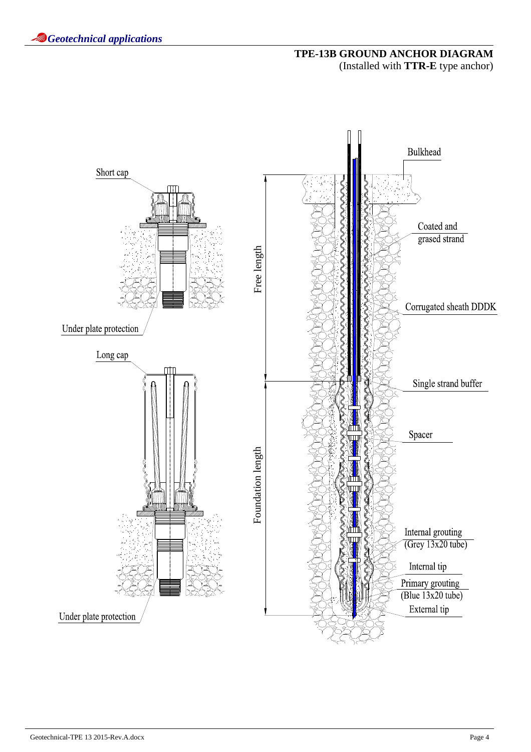## TPE-13B GROUND ANCHOR DIAGRAM

(Installed with **TTR-E** type anchor)

Short cap

Under plate protection

Long cap

Under plate protection

Free length

Foundation length

Bulkhead

Coated and grased strand

Corrugated sheath DDDK

Single strand buffer

Spacer

Internal grouting (Grey 13x20 tube)

Internal tip

Primary grouting (Blue 13x20 tube)

External tip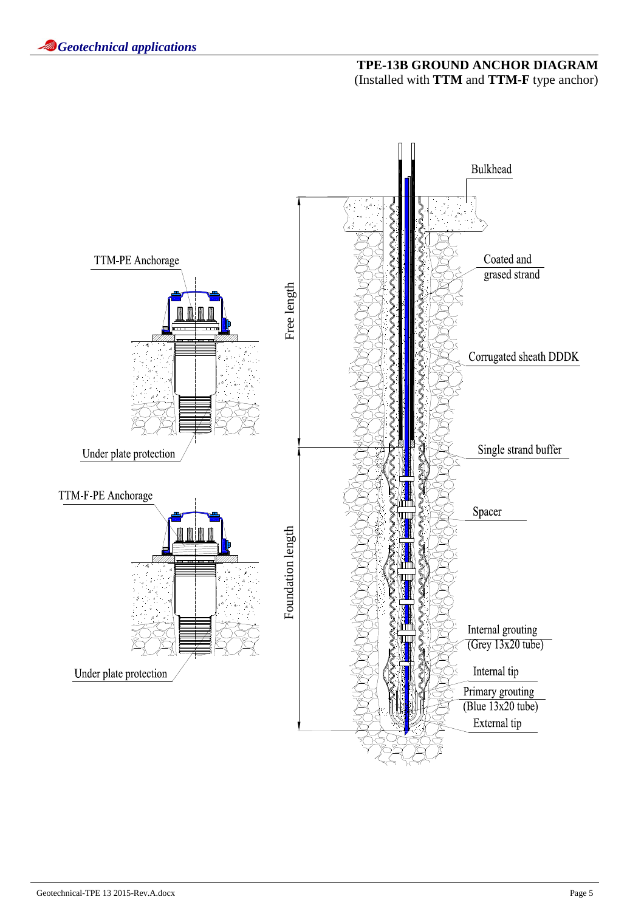## TPE-13B GROUND ANCHOR DIAGRAM

(Installed with **TTM** and **TTM-F** type anchor)

TTM-PE Anchorage

Under plate protection

TTM-F-PE Anchorage

Under plate protection

Free length

Foundation length

Bulkhead

Coated and grased strand

Corrugated sheath DDDK

Single strand buffer

Spacer

Internal grouting (Grey 13x20 tube)

Internal tip

Primary grouting (Blue 13x20 tube)

External tip